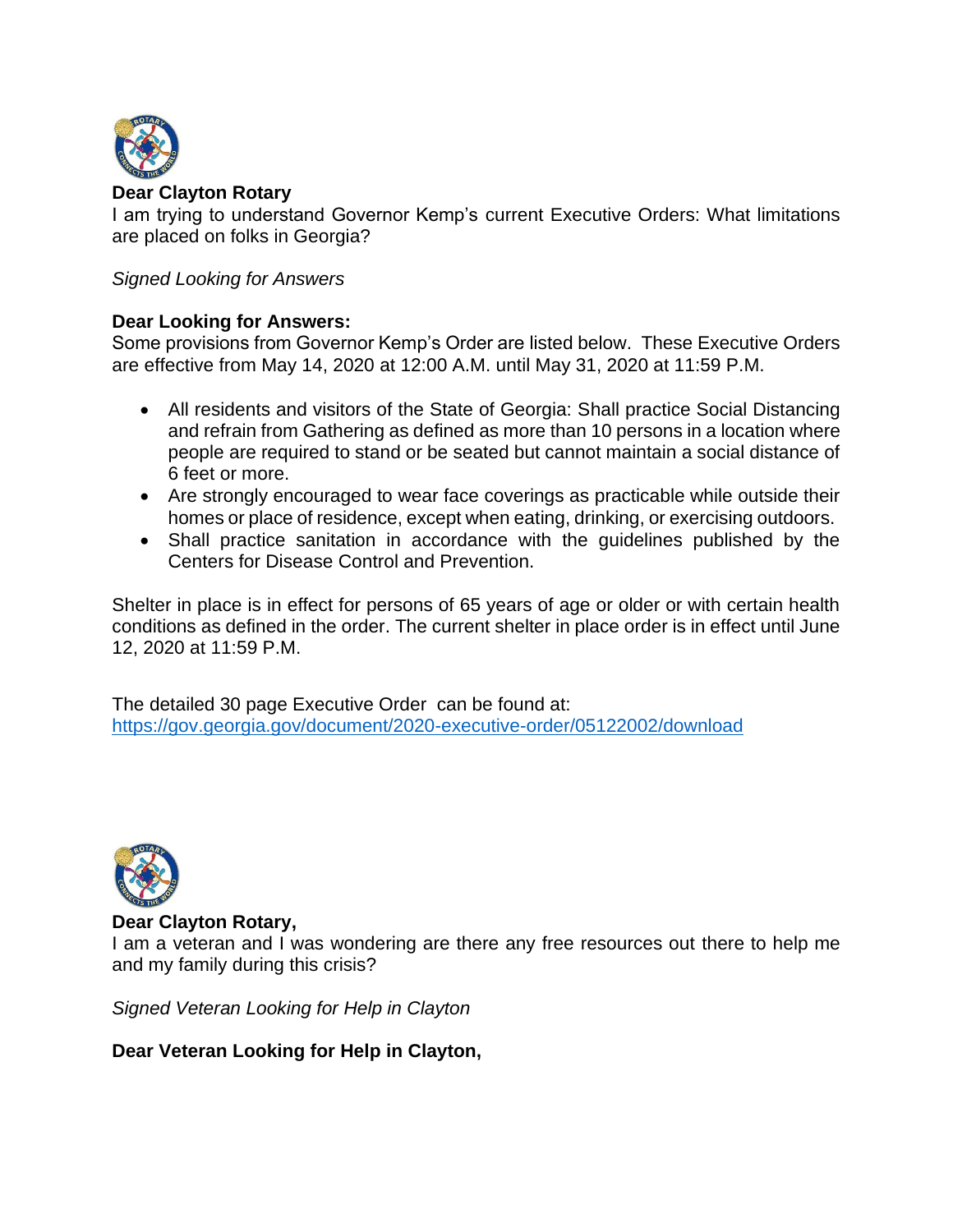**Dear Clayton Rotary**

I am trying to understand Governor Kemp's current Executive Orders: What limitations are placed on folks in Georgia?

*Signed Looking for Answers*

**Dear Looking for Answers:**

Some provisions from Governor Kemp's Order are listed below. These Executive Orders are effective from May 14, 2020 at 12:00 A.M. until May 31, 2020 at 11:59 P.M.

- All residents and visitors of the State of Georgia: Shall practice Social Distancing and refrain from Gathering as defined as more than 10 persons in a location where people are required to stand or be seated but cannot maintain a social distance of 6 feet or more.
- Are strongly encouraged to wear face coverings as practicable while outside their homes or place of residence, except when eating, drinking, or exercising outdoors.
- Shall practice sanitation in accordance with the guidelines published by the Centers for Disease Control and Prevention.

Shelter in place is in effect for persons of 65 years of age or older or with certain health conditions as defined in the order. The current shelter in place order is in effect until June 12, 2020 at 11:59 P.M.

The detailed 30 page Executive Order can be found at:
https://gov.georgia.gov/document/2020-executive-order/05122002/download

**Dear Clayton Rotary,**

I am a veteran and I was wondering are there any free resources out there to help me and my family during this crisis?

*Signed Veteran Looking for Help in Clayton*

**Dear Veteran Looking for Help in Clayton,**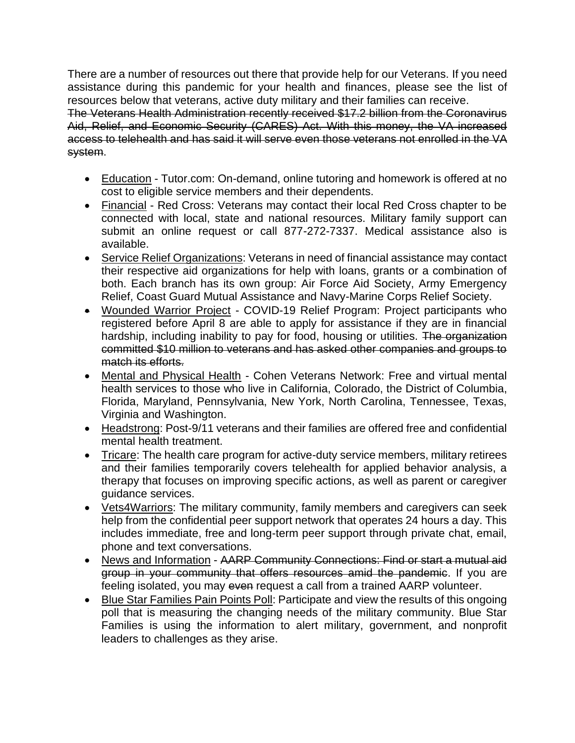There are a number of resources out there that provide help for our Veterans. If you need assistance during this pandemic for your health and finances, please see the list of resources below that veterans, active duty military and their families can receive.
~~The Veterans Health Administration recently received $17.2 billion from the Coronavirus Aid, Relief, and Economic Security (CARES) Act. With this money, the VA increased access to telehealth and has said it will serve even those veterans not enrolled in the VA system~~.

- <u>Education</u> - Tutor.com: On-demand, online tutoring and homework is offered at no cost to eligible service members and their dependents.
- <u>Financial</u> - Red Cross: Veterans may contact their local Red Cross chapter to be connected with local, state and national resources. Military family support can submit an online request or call 877-272-7337. Medical assistance also is available.
- <u>Service Relief Organizations</u>: Veterans in need of financial assistance may contact their respective aid organizations for help with loans, grants or a combination of both. Each branch has its own group: Air Force Aid Society, Army Emergency Relief, Coast Guard Mutual Assistance and Navy-Marine Corps Relief Society.
- <u>Wounded Warrior Project</u> - COVID-19 Relief Program: Project participants who registered before April 8 are able to apply for assistance if they are in financial hardship, including inability to pay for food, housing or utilities. ~~The organization committed $10 million to veterans and has asked other companies and groups to match its efforts.~~
- <u>Mental and Physical Health</u> - Cohen Veterans Network: Free and virtual mental health services to those who live in California, Colorado, the District of Columbia, Florida, Maryland, Pennsylvania, New York, North Carolina, Tennessee, Texas, Virginia and Washington.
- <u>Headstrong</u>: Post-9/11 veterans and their families are offered free and confidential mental health treatment.
- <u>Tricare</u>: The health care program for active-duty service members, military retirees and their families temporarily covers telehealth for applied behavior analysis, a therapy that focuses on improving specific actions, as well as parent or caregiver guidance services.
- <u>Vets4Warriors</u>: The military community, family members and caregivers can seek help from the confidential peer support network that operates 24 hours a day. This includes immediate, free and long-term peer support through private chat, email, phone and text conversations.
- <u>News and Information</u> - ~~AARP Community Connections: Find or start a mutual aid group in your community that offers resources amid the pandemic~~. If you are feeling isolated, you may ~~even~~ request a call from a trained AARP volunteer.
- <u>Blue Star Families Pain Points Poll</u>: Participate and view the results of this ongoing poll that is measuring the changing needs of the military community. Blue Star Families is using the information to alert military, government, and nonprofit leaders to challenges as they arise.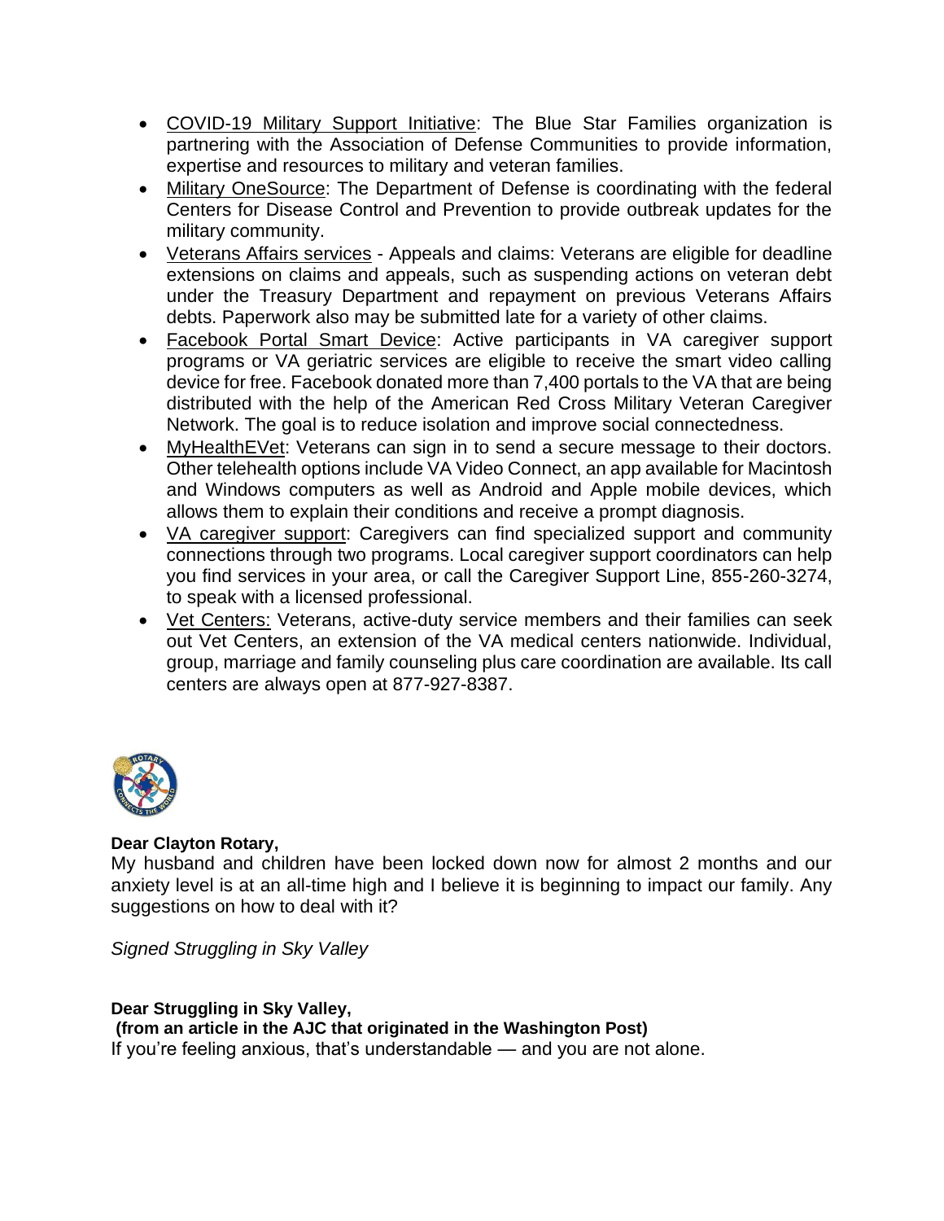- COVID-19 Military Support Initiative: The Blue Star Families organization is partnering with the Association of Defense Communities to provide information, expertise and resources to military and veteran families.
- Military OneSource: The Department of Defense is coordinating with the federal Centers for Disease Control and Prevention to provide outbreak updates for the military community.
- Veterans Affairs services - Appeals and claims: Veterans are eligible for deadline extensions on claims and appeals, such as suspending actions on veteran debt under the Treasury Department and repayment on previous Veterans Affairs debts. Paperwork also may be submitted late for a variety of other claims.
- Facebook Portal Smart Device: Active participants in VA caregiver support programs or VA geriatric services are eligible to receive the smart video calling device for free. Facebook donated more than 7,400 portals to the VA that are being distributed with the help of the American Red Cross Military Veteran Caregiver Network. The goal is to reduce isolation and improve social connectedness.
- MyHealthEVet: Veterans can sign in to send a secure message to their doctors. Other telehealth options include VA Video Connect, an app available for Macintosh and Windows computers as well as Android and Apple mobile devices, which allows them to explain their conditions and receive a prompt diagnosis.
- VA caregiver support: Caregivers can find specialized support and community connections through two programs. Local caregiver support coordinators can help you find services in your area, or call the Caregiver Support Line, 855-260-3274, to speak with a licensed professional.
- Vet Centers: Veterans, active-duty service members and their families can seek out Vet Centers, an extension of the VA medical centers nationwide. Individual, group, marriage and family counseling plus care coordination are available. Its call centers are always open at 877-927-8387.

**Dear Clayton Rotary,**
My husband and children have been locked down now for almost 2 months and our anxiety level is at an all-time high and I believe it is beginning to impact our family. Any suggestions on how to deal with it?

*Signed Struggling in Sky Valley*

**Dear Struggling in Sky Valley,**
**(from an article in the AJC that originated in the Washington Post)**
If you're feeling anxious, that's understandable — and you are not alone.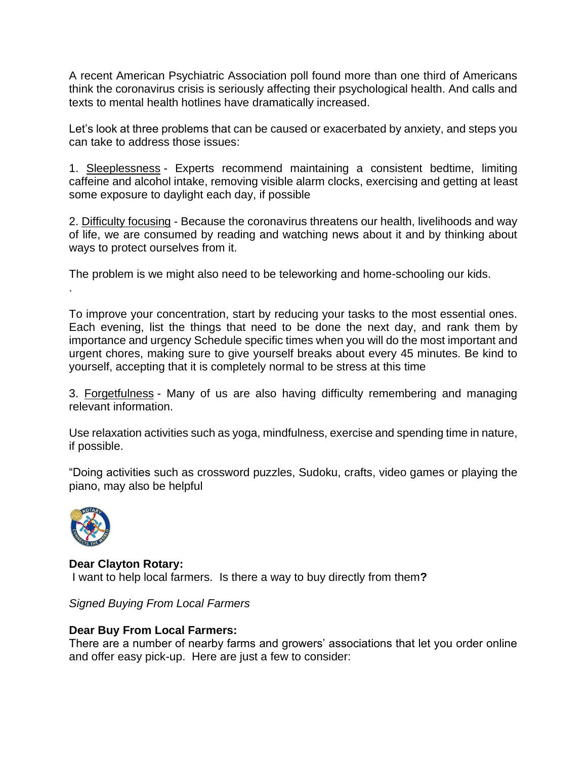A recent American Psychiatric Association poll found more than one third of Americans think the coronavirus crisis is seriously affecting their psychological health. And calls and texts to mental health hotlines have dramatically increased.

Let's look at three problems that can be caused or exacerbated by anxiety, and steps you can take to address those issues:

1. Sleeplessness - Experts recommend maintaining a consistent bedtime, limiting caffeine and alcohol intake, removing visible alarm clocks, exercising and getting at least some exposure to daylight each day, if possible

2. Difficulty focusing - Because the coronavirus threatens our health, livelihoods and way of life, we are consumed by reading and watching news about it and by thinking about ways to protect ourselves from it.

The problem is we might also need to be teleworking and home-schooling our kids.

.

To improve your concentration, start by reducing your tasks to the most essential ones. Each evening, list the things that need to be done the next day, and rank them by importance and urgency Schedule specific times when you will do the most important and urgent chores, making sure to give yourself breaks about every 45 minutes. Be kind to yourself, accepting that it is completely normal to be stress at this time

3. Forgetfulness - Many of us are also having difficulty remembering and managing relevant information.

Use relaxation activities such as yoga, mindfulness, exercise and spending time in nature, if possible.

"Doing activities such as crossword puzzles, Sudoku, crafts, video games or playing the piano, may also be helpful

**Dear Clayton Rotary:**
I want to help local farmers. Is there a way to buy directly from them**?**

*Signed Buying From Local Farmers*

**Dear Buy From Local Farmers:**
There are a number of nearby farms and growers' associations that let you order online and offer easy pick-up. Here are just a few to consider: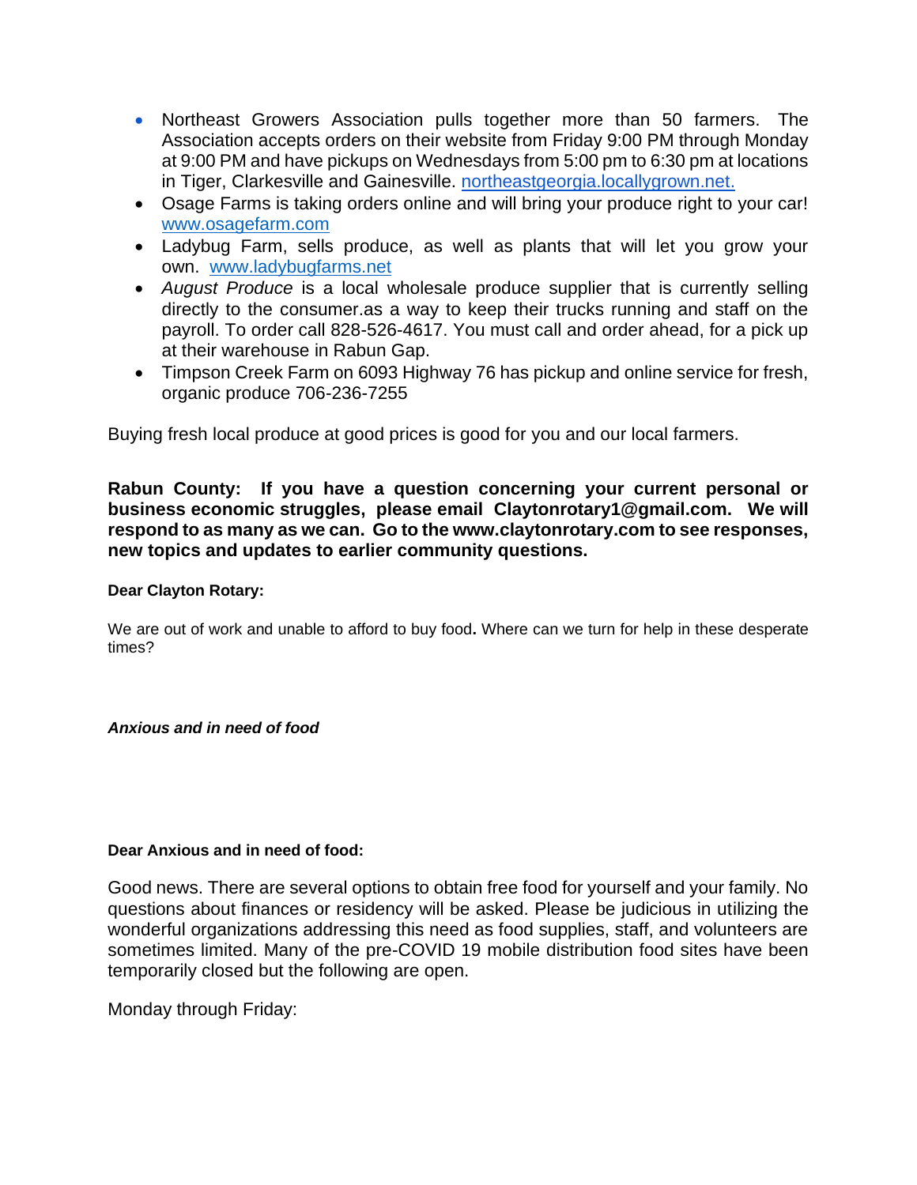- Northeast Growers Association pulls together more than 50 farmers. The Association accepts orders on their website from Friday 9:00 PM through Monday at 9:00 PM and have pickups on Wednesdays from 5:00 pm to 6:30 pm at locations in Tiger, Clarkesville and Gainesville. [northeastgeorgia.locallygrown.net.](northeastgeorgia.locallygrown.net)
- Osage Farms is taking orders online and will bring your produce right to your car! [www.osagefarm.com](www.osagefarm.com)
- Ladybug Farm, sells produce, as well as plants that will let you grow your own. [www.ladybugfarms.net](www.ladybugfarms.net)
- *August Produce* is a local wholesale produce supplier that is currently selling directly to the consumer.as a way to keep their trucks running and staff on the payroll. To order call 828-526-4617. You must call and order ahead, for a pick up at their warehouse in Rabun Gap.
- Timpson Creek Farm on 6093 Highway 76 has pickup and online service for fresh, organic produce 706-236-7255

Buying fresh local produce at good prices is good for you and our local farmers.

**Rabun County: If you have a question concerning your current personal or business economic struggles, please email Claytonrotary1@gmail.com. We will respond to as many as we can. Go to the www.claytonrotary.com to see responses, new topics and updates to earlier community questions.**

**Dear Clayton Rotary:**

We are out of work and unable to afford to buy food**.** Where can we turn for help in these desperate times?

***Anxious and in need of food***

**Dear Anxious and in need of food:**

Good news. There are several options to obtain free food for yourself and your family. No questions about finances or residency will be asked. Please be judicious in utilizing the wonderful organizations addressing this need as food supplies, staff, and volunteers are sometimes limited. Many of the pre-COVID 19 mobile distribution food sites have been temporarily closed but the following are open.

Monday through Friday: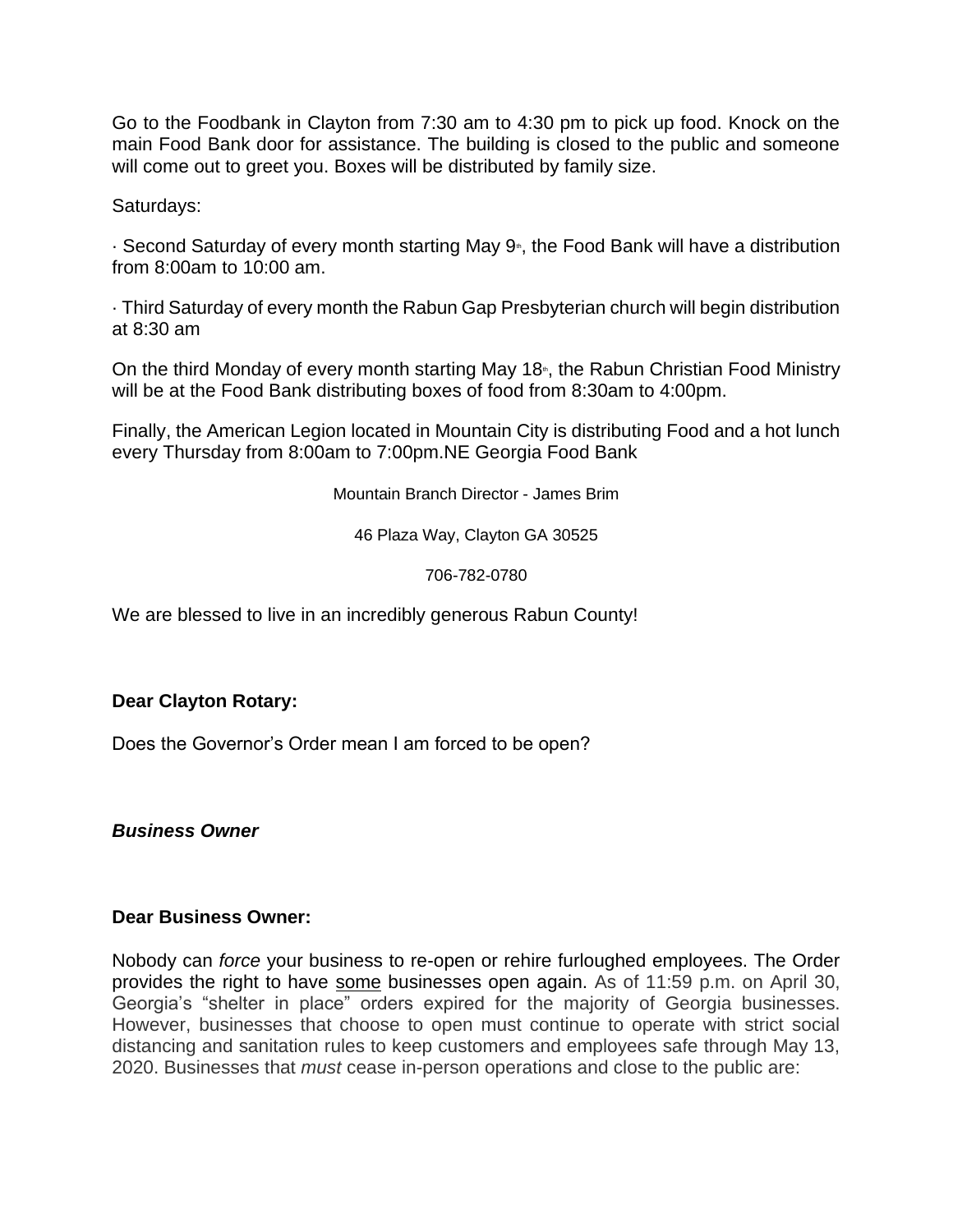Go to the Foodbank in Clayton from 7:30 am to 4:30 pm to pick up food. Knock on the main Food Bank door for assistance. The building is closed to the public and someone will come out to greet you. Boxes will be distributed by family size.

Saturdays:

· Second Saturday of every month starting May 9th, the Food Bank will have a distribution from 8:00am to 10:00 am.

· Third Saturday of every month the Rabun Gap Presbyterian church will begin distribution at 8:30 am

On the third Monday of every month starting May 18th, the Rabun Christian Food Ministry will be at the Food Bank distributing boxes of food from 8:30am to 4:00pm.

Finally, the American Legion located in Mountain City is distributing Food and a hot lunch every Thursday from 8:00am to 7:00pm.NE Georgia Food Bank

Mountain Branch Director - James Brim

46 Plaza Way, Clayton GA 30525

706-782-0780

We are blessed to live in an incredibly generous Rabun County!

**Dear Clayton Rotary:**

Does the Governor's Order mean I am forced to be open?

***Business Owner***

**Dear Business Owner:**

Nobody can *force* your business to re-open or rehire furloughed employees. The Order provides the right to have <u>some</u> businesses open again. As of 11:59 p.m. on April 30, Georgia's "shelter in place" orders expired for the majority of Georgia businesses. However, businesses that choose to open must continue to operate with strict social distancing and sanitation rules to keep customers and employees safe through May 13, 2020. Businesses that *must* cease in-person operations and close to the public are: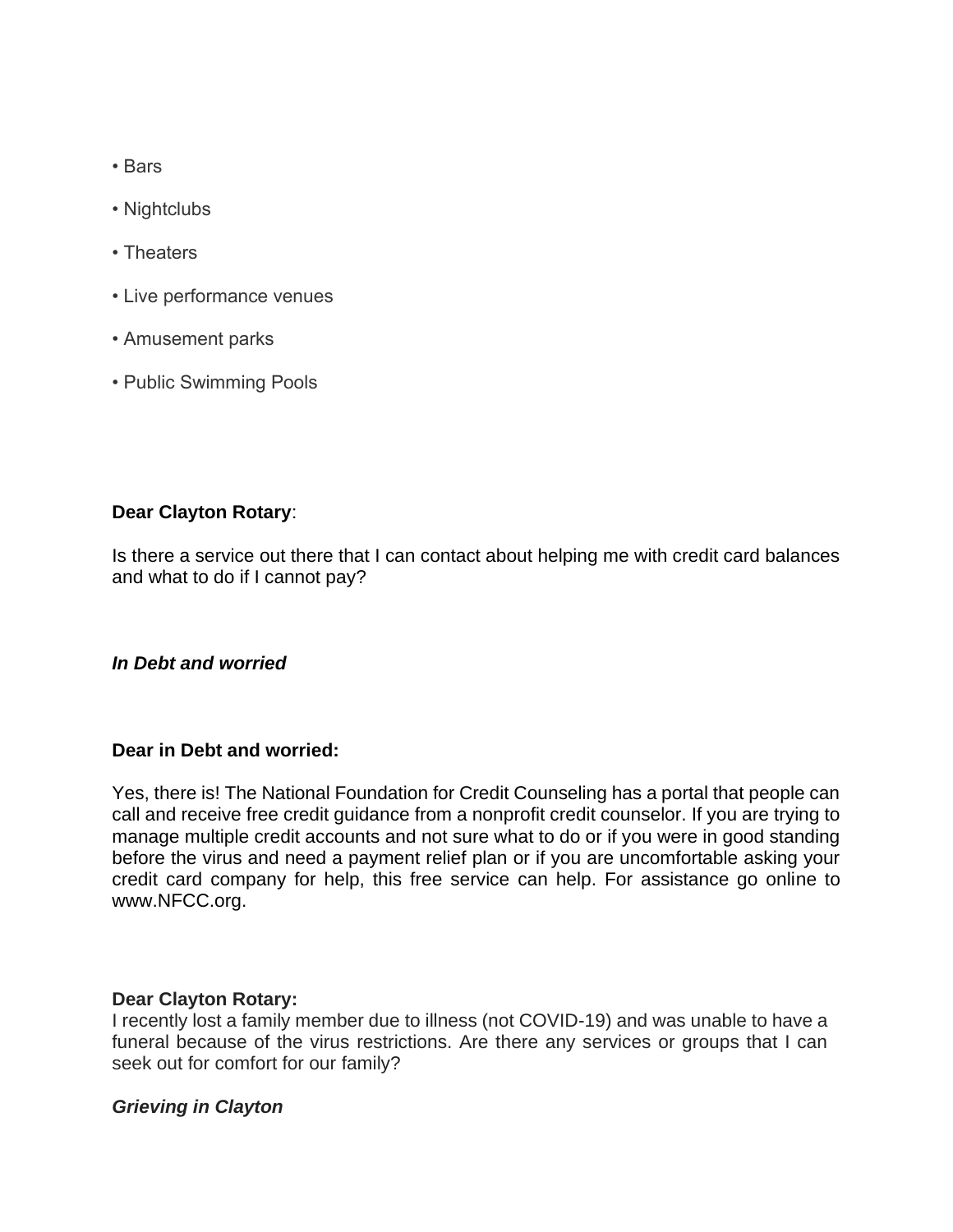- Bars
- Nightclubs
- Theaters
- Live performance venues
- Amusement parks
- Public Swimming Pools

**Dear Clayton Rotary**:

Is there a service out there that I can contact about helping me with credit card balances and what to do if I cannot pay?

***In Debt and worried***

**Dear in Debt and worried:**

Yes, there is! The National Foundation for Credit Counseling has a portal that people can call and receive free credit guidance from a nonprofit credit counselor. If you are trying to manage multiple credit accounts and not sure what to do or if you were in good standing before the virus and need a payment relief plan or if you are uncomfortable asking your credit card company for help, this free service can help. For assistance go online to www.NFCC.org.

**Dear Clayton Rotary:**

I recently lost a family member due to illness (not COVID-19) and was unable to have a funeral because of the virus restrictions. Are there any services or groups that I can seek out for comfort for our family?

***Grieving in Clayton***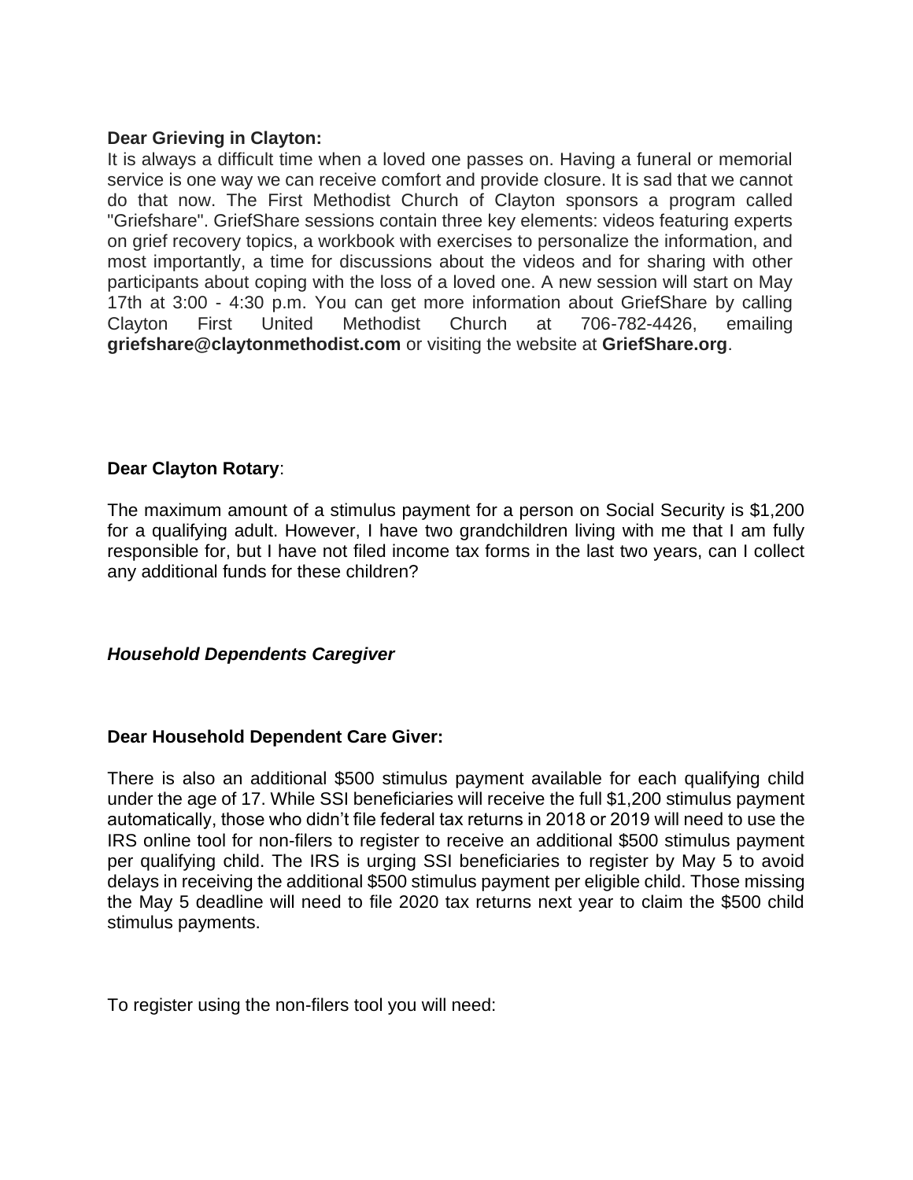**Dear Grieving in Clayton:**
It is always a difficult time when a loved one passes on. Having a funeral or memorial service is one way we can receive comfort and provide closure. It is sad that we cannot do that now. The First Methodist Church of Clayton sponsors a program called "Griefshare". GriefShare sessions contain three key elements: videos featuring experts on grief recovery topics, a workbook with exercises to personalize the information, and most importantly, a time for discussions about the videos and for sharing with other participants about coping with the loss of a loved one. A new session will start on May 17th at 3:00 - 4:30 p.m. You can get more information about GriefShare by calling Clayton First United Methodist Church at 706-782-4426, emailing **griefshare@claytonmethodist.com** or visiting the website at **GriefShare.org**.

**Dear Clayton Rotary**:

The maximum amount of a stimulus payment for a person on Social Security is $1,200 for a qualifying adult. However, I have two grandchildren living with me that I am fully responsible for, but I have not filed income tax forms in the last two years, can I collect any additional funds for these children?

***Household Dependents Caregiver***

**Dear Household Dependent Care Giver:**

There is also an additional $500 stimulus payment available for each qualifying child under the age of 17. While SSI beneficiaries will receive the full $1,200 stimulus payment automatically, those who didn't file federal tax returns in 2018 or 2019 will need to use the IRS online tool for non-filers to register to receive an additional $500 stimulus payment per qualifying child. The IRS is urging SSI beneficiaries to register by May 5 to avoid delays in receiving the additional $500 stimulus payment per eligible child. Those missing the May 5 deadline will need to file 2020 tax returns next year to claim the $500 child stimulus payments.

To register using the non-filers tool you will need: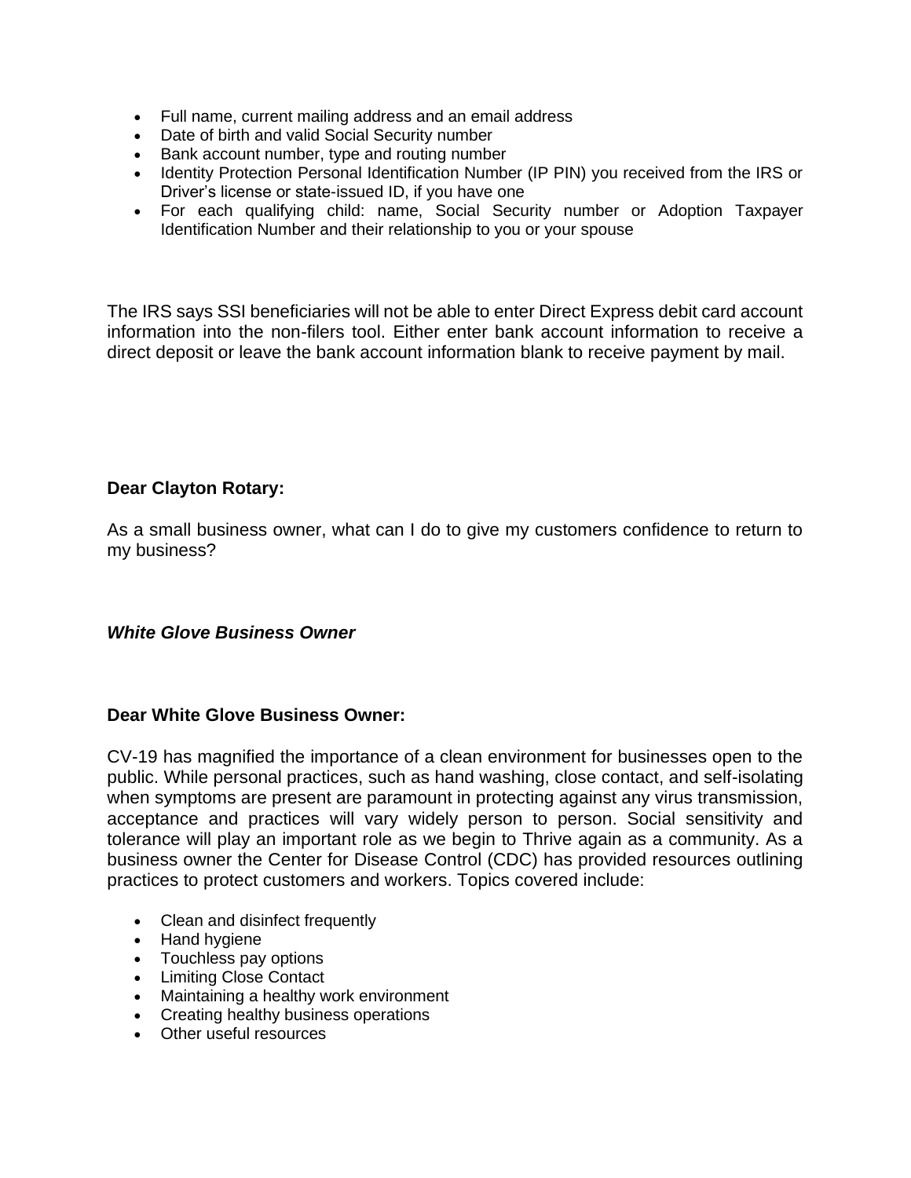- Full name, current mailing address and an email address
- Date of birth and valid Social Security number
- Bank account number, type and routing number
- Identity Protection Personal Identification Number (IP PIN) you received from the IRS or Driver's license or state-issued ID, if you have one
- For each qualifying child: name, Social Security number or Adoption Taxpayer Identification Number and their relationship to you or your spouse

The IRS says SSI beneficiaries will not be able to enter Direct Express debit card account information into the non-filers tool. Either enter bank account information to receive a direct deposit or leave the bank account information blank to receive payment by mail.

**Dear Clayton Rotary:**

As a small business owner, what can I do to give my customers confidence to return to my business?

***White Glove Business Owner***

**Dear White Glove Business Owner:**

CV-19 has magnified the importance of a clean environment for businesses open to the public. While personal practices, such as hand washing, close contact, and self-isolating when symptoms are present are paramount in protecting against any virus transmission, acceptance and practices will vary widely person to person. Social sensitivity and tolerance will play an important role as we begin to Thrive again as a community. As a business owner the Center for Disease Control (CDC) has provided resources outlining practices to protect customers and workers. Topics covered include:

- Clean and disinfect frequently
- Hand hygiene
- Touchless pay options
- Limiting Close Contact
- Maintaining a healthy work environment
- Creating healthy business operations
- Other useful resources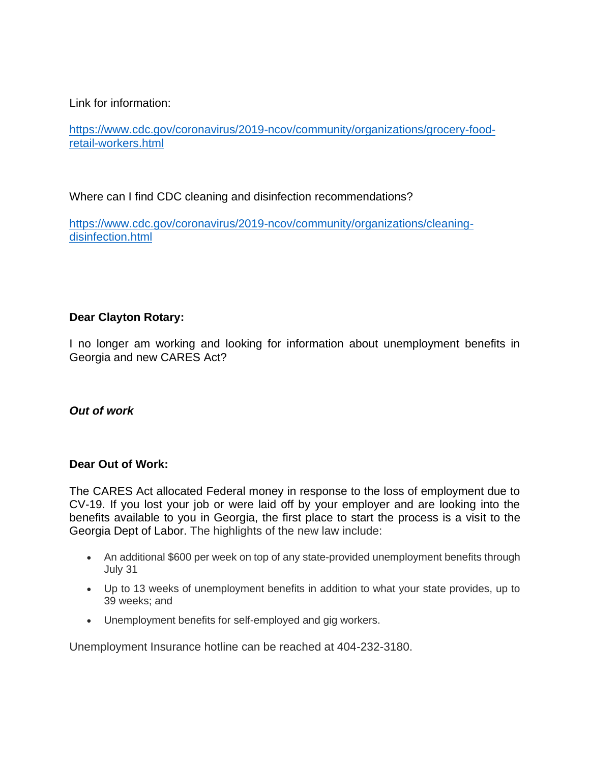Link for information:

https://www.cdc.gov/coronavirus/2019-ncov/community/organizations/grocery-food-retail-workers.html

Where can I find CDC cleaning and disinfection recommendations?

https://www.cdc.gov/coronavirus/2019-ncov/community/organizations/cleaning-disinfection.html

**Dear Clayton Rotary:**

I no longer am working and looking for information about unemployment benefits in Georgia and new CARES Act?

***Out of work***

**Dear Out of Work:**

The CARES Act allocated Federal money in response to the loss of employment due to CV-19. If you lost your job or were laid off by your employer and are looking into the benefits available to you in Georgia, the first place to start the process is a visit to the Georgia Dept of Labor. The highlights of the new law include:

- An additional $600 per week on top of any state-provided unemployment benefits through July 31
- Up to 13 weeks of unemployment benefits in addition to what your state provides, up to 39 weeks; and
- Unemployment benefits for self-employed and gig workers.

Unemployment Insurance hotline can be reached at 404-232-3180.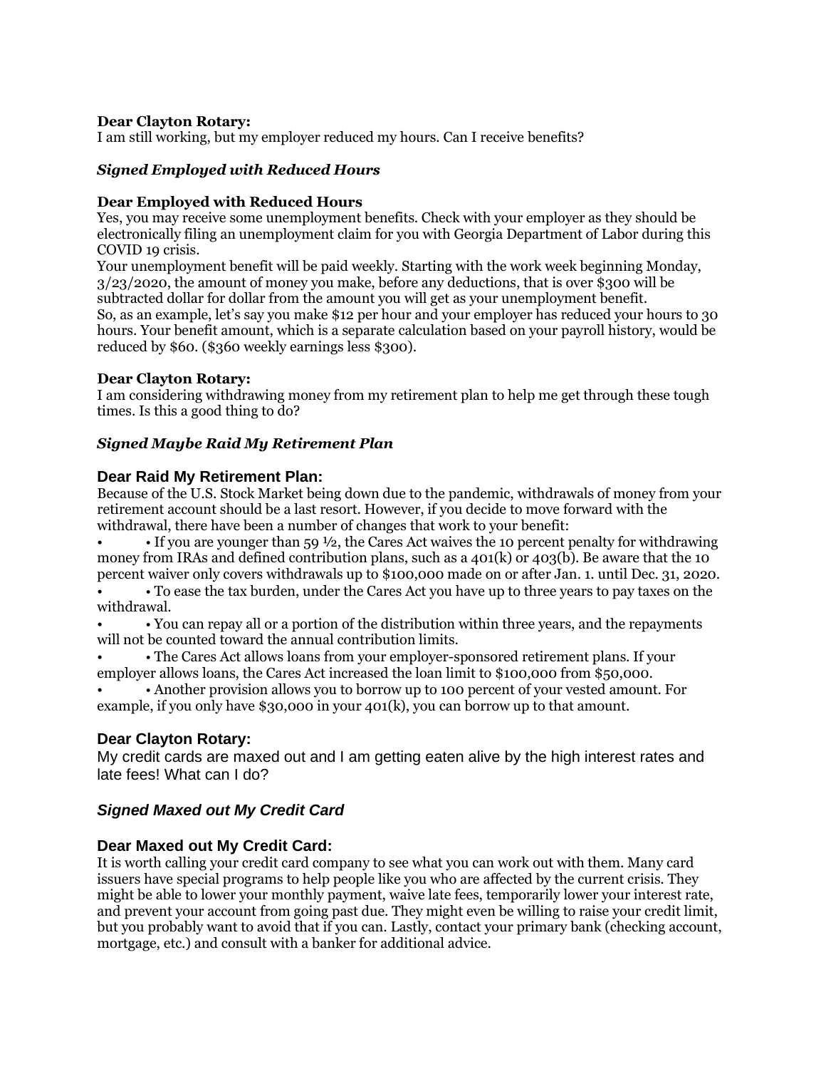**Dear Clayton Rotary:**
I am still working, but my employer reduced my hours. Can I receive benefits?

***Signed Employed with Reduced Hours***

**Dear Employed with Reduced Hours**
Yes, you may receive some unemployment benefits. Check with your employer as they should be electronically filing an unemployment claim for you with Georgia Department of Labor during this COVID 19 crisis.
Your unemployment benefit will be paid weekly. Starting with the work week beginning Monday, 3/23/2020, the amount of money you make, before any deductions, that is over $300 will be subtracted dollar for dollar from the amount you will get as your unemployment benefit.
So, as an example, let's say you make $12 per hour and your employer has reduced your hours to 30 hours. Your benefit amount, which is a separate calculation based on your payroll history, would be reduced by $60. ($360 weekly earnings less $300).

**Dear Clayton Rotary:**
I am considering withdrawing money from my retirement plan to help me get through these tough times. Is this a good thing to do?

***Signed Maybe Raid My Retirement Plan***

**Dear Raid My Retirement Plan:**
Because of the U.S. Stock Market being down due to the pandemic, withdrawals of money from your retirement account should be a last resort. However, if you decide to move forward with the withdrawal, there have been a number of changes that work to your benefit:

- • If you are younger than 59 ½, the Cares Act waives the 10 percent penalty for withdrawing money from IRAs and defined contribution plans, such as a 401(k) or 403(b). Be aware that the 10 percent waiver only covers withdrawals up to $100,000 made on or after Jan. 1. until Dec. 31, 2020.
- • To ease the tax burden, under the Cares Act you have up to three years to pay taxes on the withdrawal.
- • You can repay all or a portion of the distribution within three years, and the repayments will not be counted toward the annual contribution limits.
- • The Cares Act allows loans from your employer-sponsored retirement plans. If your employer allows loans, the Cares Act increased the loan limit to $100,000 from $50,000.
- • Another provision allows you to borrow up to 100 percent of your vested amount. For example, if you only have $30,000 in your 401(k), you can borrow up to that amount.

**Dear Clayton Rotary:**
My credit cards are maxed out and I am getting eaten alive by the high interest rates and late fees! What can I do?

***Signed Maxed out My Credit Card***

**Dear Maxed out My Credit Card:**
It is worth calling your credit card company to see what you can work out with them. Many card issuers have special programs to help people like you who are affected by the current crisis. They might be able to lower your monthly payment, waive late fees, temporarily lower your interest rate, and prevent your account from going past due. They might even be willing to raise your credit limit, but you probably want to avoid that if you can. Lastly, contact your primary bank (checking account, mortgage, etc.) and consult with a banker for additional advice.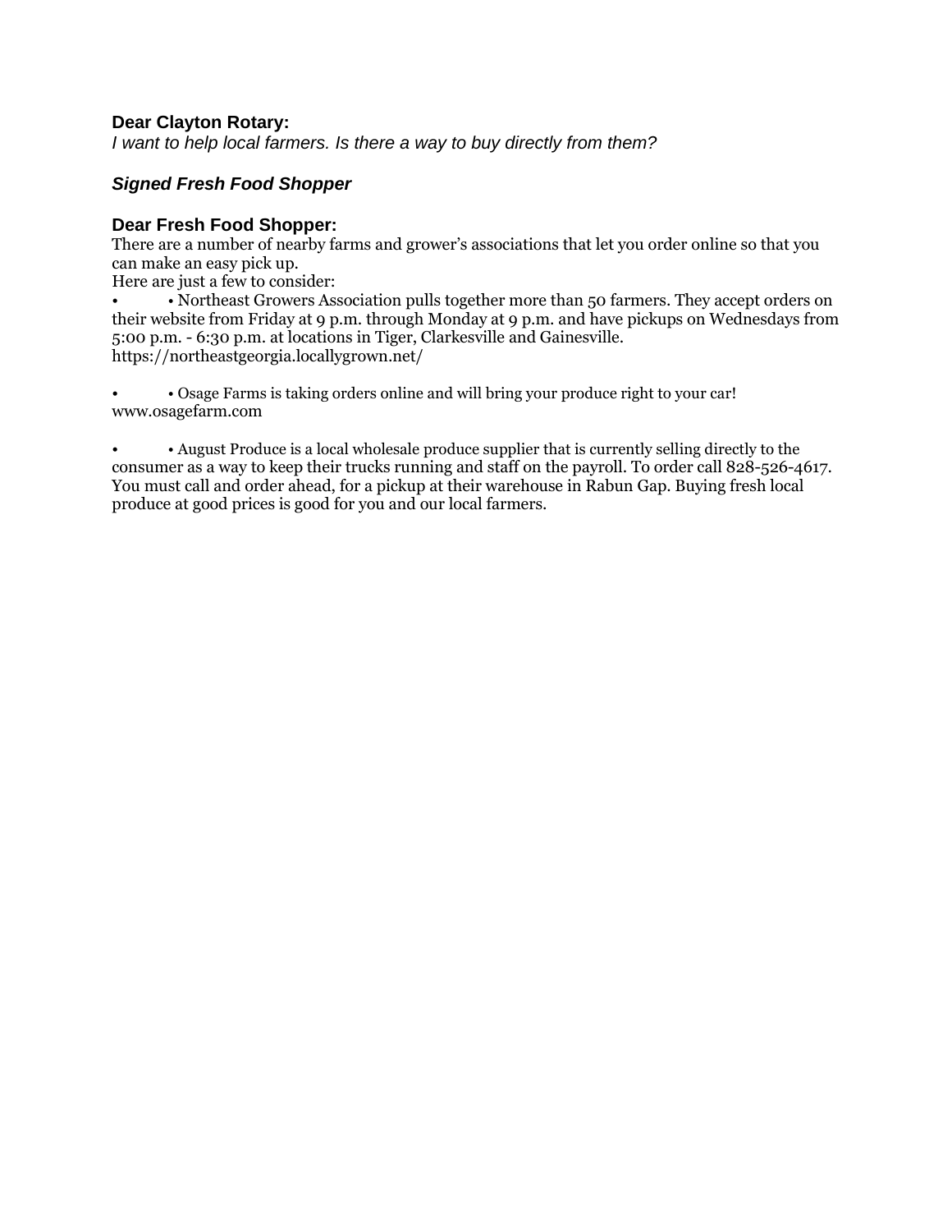**Dear Clayton Rotary:**
*I want to help local farmers. Is there a way to buy directly from them?*

***Signed Fresh Food Shopper***

**Dear Fresh Food Shopper:**
There are a number of nearby farms and grower's associations that let you order online so that you can make an easy pick up.
Here are just a few to consider:

- • Northeast Growers Association pulls together more than 50 farmers. They accept orders on their website from Friday at 9 p.m. through Monday at 9 p.m. and have pickups on Wednesdays from 5:00 p.m. - 6:30 p.m. at locations in Tiger, Clarkesville and Gainesville. https://northeastgeorgia.locallygrown.net/

- • Osage Farms is taking orders online and will bring your produce right to your car! www.osagefarm.com

- • August Produce is a local wholesale produce supplier that is currently selling directly to the consumer as a way to keep their trucks running and staff on the payroll. To order call 828-526-4617. You must call and order ahead, for a pickup at their warehouse in Rabun Gap. Buying fresh local produce at good prices is good for you and our local farmers.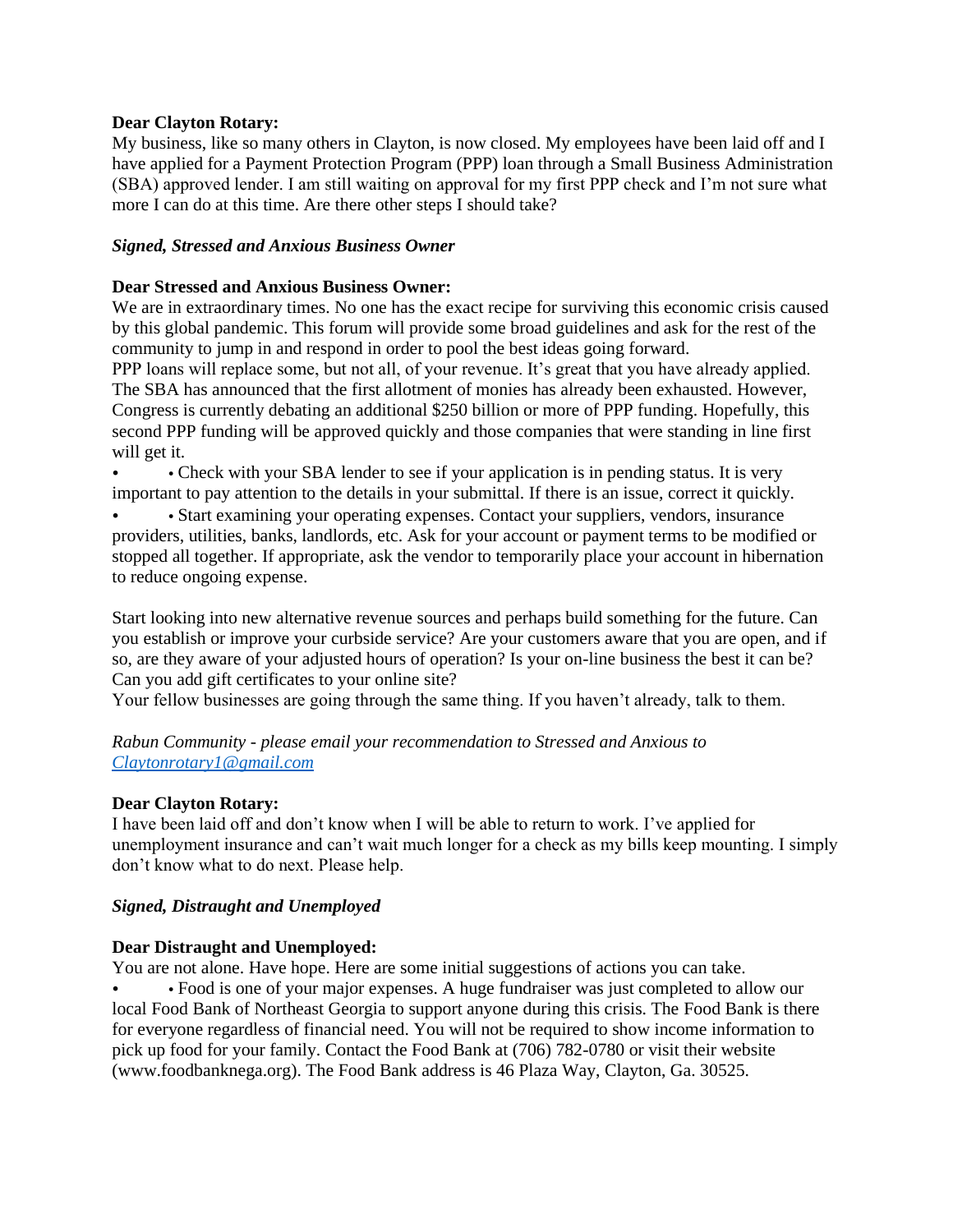**Dear Clayton Rotary:**
My business, like so many others in Clayton, is now closed. My employees have been laid off and I have applied for a Payment Protection Program (PPP) loan through a Small Business Administration (SBA) approved lender. I am still waiting on approval for my first PPP check and I'm not sure what more I can do at this time. Are there other steps I should take?

***Signed, Stressed and Anxious Business Owner***

**Dear Stressed and Anxious Business Owner:**
We are in extraordinary times. No one has the exact recipe for surviving this economic crisis caused by this global pandemic. This forum will provide some broad guidelines and ask for the rest of the community to jump in and respond in order to pool the best ideas going forward.
PPP loans will replace some, but not all, of your revenue. It's great that you have already applied. The SBA has announced that the first allotment of monies has already been exhausted. However, Congress is currently debating an additional $250 billion or more of PPP funding. Hopefully, this second PPP funding will be approved quickly and those companies that were standing in line first will get it.

- • Check with your SBA lender to see if your application is in pending status. It is very important to pay attention to the details in your submittal. If there is an issue, correct it quickly.
- • Start examining your operating expenses. Contact your suppliers, vendors, insurance providers, utilities, banks, landlords, etc. Ask for your account or payment terms to be modified or stopped all together. If appropriate, ask the vendor to temporarily place your account in hibernation to reduce ongoing expense.

Start looking into new alternative revenue sources and perhaps build something for the future. Can you establish or improve your curbside service? Are your customers aware that you are open, and if so, are they aware of your adjusted hours of operation? Is your on-line business the best it can be? Can you add gift certificates to your online site?
Your fellow businesses are going through the same thing. If you haven't already, talk to them.

*Rabun Community - please email your recommendation to Stressed and Anxious to [Claytonrotary1@gmail.com](mailto:Claytonrotary1@gmail.com)*

**Dear Clayton Rotary:**
I have been laid off and don't know when I will be able to return to work. I've applied for unemployment insurance and can't wait much longer for a check as my bills keep mounting. I simply don't know what to do next. Please help.

***Signed, Distraught and Unemployed***

**Dear Distraught and Unemployed:**
You are not alone. Have hope. Here are some initial suggestions of actions you can take.

- • Food is one of your major expenses. A huge fundraiser was just completed to allow our local Food Bank of Northeast Georgia to support anyone during this crisis. The Food Bank is there for everyone regardless of financial need. You will not be required to show income information to pick up food for your family. Contact the Food Bank at (706) 782-0780 or visit their website (www.foodbanknega.org). The Food Bank address is 46 Plaza Way, Clayton, Ga. 30525.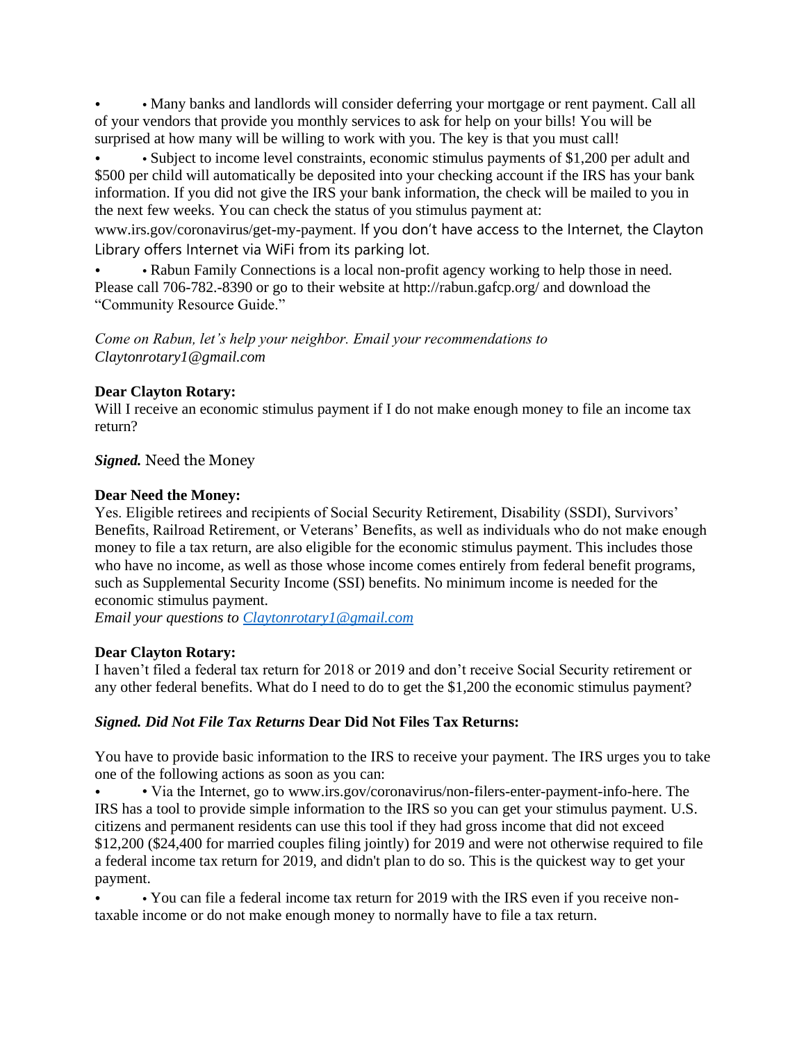- • Many banks and landlords will consider deferring your mortgage or rent payment. Call all of your vendors that provide you monthly services to ask for help on your bills! You will be surprised at how many will be willing to work with you. The key is that you must call!
- • Subject to income level constraints, economic stimulus payments of $1,200 per adult and $500 per child will automatically be deposited into your checking account if the IRS has your bank information. If you did not give the IRS your bank information, the check will be mailed to you in the next few weeks. You can check the status of you stimulus payment at: www.irs.gov/coronavirus/get-my-payment. If you don't have access to the Internet, the Clayton Library offers Internet via WiFi from its parking lot.
- • Rabun Family Connections is a local non-profit agency working to help those in need. Please call 706-782.-8390 or go to their website at http://rabun.gafcp.org/ and download the "Community Resource Guide."

*Come on Rabun, let's help your neighbor. Email your recommendations to Claytonrotary1@gmail.com*

**Dear Clayton Rotary:**
Will I receive an economic stimulus payment if I do not make enough money to file an income tax return?

***Signed.*** Need the Money

**Dear Need the Money:**
Yes. Eligible retirees and recipients of Social Security Retirement, Disability (SSDI), Survivors' Benefits, Railroad Retirement, or Veterans' Benefits, as well as individuals who do not make enough money to file a tax return, are also eligible for the economic stimulus payment. This includes those who have no income, as well as those whose income comes entirely from federal benefit programs, such as Supplemental Security Income (SSI) benefits. No minimum income is needed for the economic stimulus payment.
*Email your questions to Claytonrotary1@gmail.com*

**Dear Clayton Rotary:**
I haven't filed a federal tax return for 2018 or 2019 and don't receive Social Security retirement or any other federal benefits. What do I need to do to get the $1,200 the economic stimulus payment?

***Signed. Did Not File Tax Returns*** **Dear Did Not Files Tax Returns:**

You have to provide basic information to the IRS to receive your payment. The IRS urges you to take one of the following actions as soon as you can:

- • Via the Internet, go to www.irs.gov/coronavirus/non-filers-enter-payment-info-here. The IRS has a tool to provide simple information to the IRS so you can get your stimulus payment. U.S. citizens and permanent residents can use this tool if they had gross income that did not exceed $12,200 ($24,400 for married couples filing jointly) for 2019 and were not otherwise required to file a federal income tax return for 2019, and didn't plan to do so. This is the quickest way to get your payment.
- • You can file a federal income tax return for 2019 with the IRS even if you receive non-taxable income or do not make enough money to normally have to file a tax return.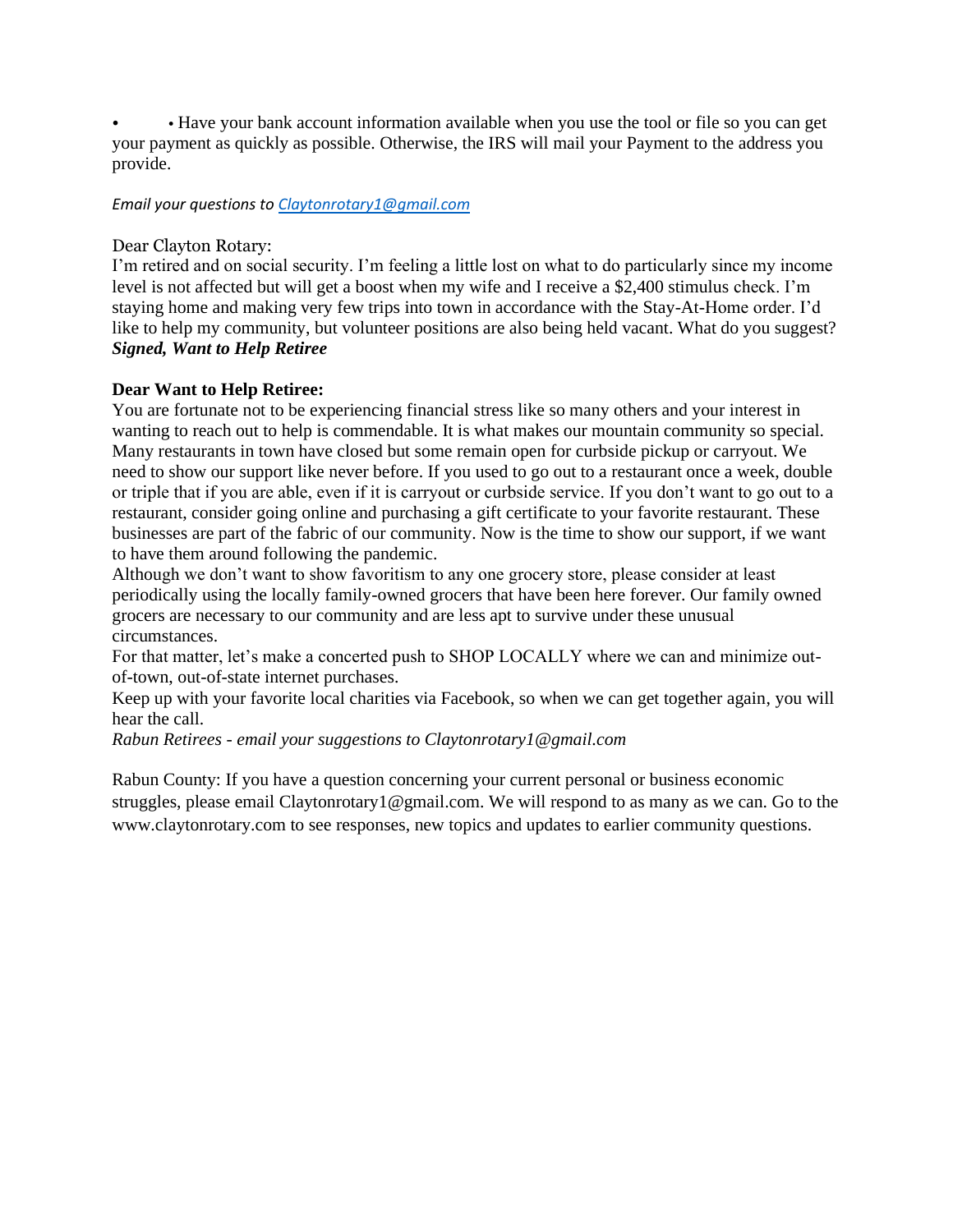- • Have your bank account information available when you use the tool or file so you can get your payment as quickly as possible. Otherwise, the IRS will mail your Payment to the address you provide.

*Email your questions to [Claytonrotary1@gmail.com](mailto:Claytonrotary1@gmail.com)*

Dear Clayton Rotary:
I'm retired and on social security. I'm feeling a little lost on what to do particularly since my income level is not affected but will get a boost when my wife and I receive a $2,400 stimulus check. I'm staying home and making very few trips into town in accordance with the Stay-At-Home order. I'd like to help my community, but volunteer positions are also being held vacant. What do you suggest?
***Signed, Want to Help Retiree***

**Dear Want to Help Retiree:**
You are fortunate not to be experiencing financial stress like so many others and your interest in wanting to reach out to help is commendable. It is what makes our mountain community so special. Many restaurants in town have closed but some remain open for curbside pickup or carryout. We need to show our support like never before. If you used to go out to a restaurant once a week, double or triple that if you are able, even if it is carryout or curbside service. If you don't want to go out to a restaurant, consider going online and purchasing a gift certificate to your favorite restaurant. These businesses are part of the fabric of our community. Now is the time to show our support, if we want to have them around following the pandemic.
Although we don't want to show favoritism to any one grocery store, please consider at least periodically using the locally family-owned grocers that have been here forever. Our family owned grocers are necessary to our community and are less apt to survive under these unusual circumstances.
For that matter, let's make a concerted push to SHOP LOCALLY where we can and minimize out-of-town, out-of-state internet purchases.
Keep up with your favorite local charities via Facebook, so when we can get together again, you will hear the call.
*Rabun Retirees - email your suggestions to Claytonrotary1@gmail.com*

Rabun County: If you have a question concerning your current personal or business economic struggles, please email Claytonrotary1@gmail.com. We will respond to as many as we can. Go to the www.claytonrotary.com to see responses, new topics and updates to earlier community questions.